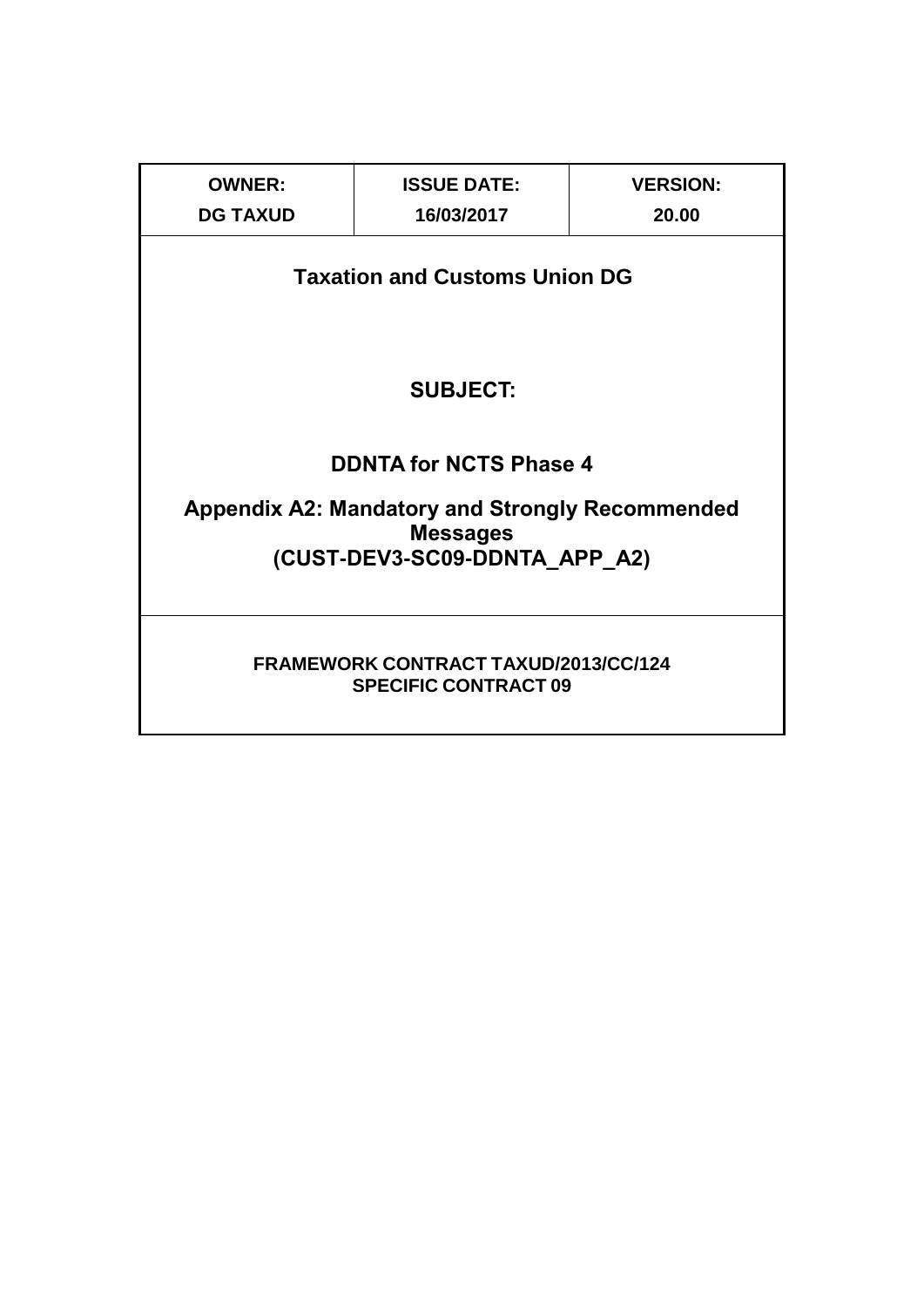| OWNER: | ISSUE DATE: | VERSION: |
| --- | --- | --- |
| DG TAXUD | 16/03/2017 | 20.00 |

# Taxation and Customs Union DG

## SUBJECT:

## DDNTA for NCTS Phase 4

## Appendix A2: Mandatory and Strongly Recommended Messages (CUST-DEV3-SC09-DDNTA_APP_A2)

**FRAMEWORK CONTRACT TAXUD/2013/CC/124**
**SPECIFIC CONTRACT 09**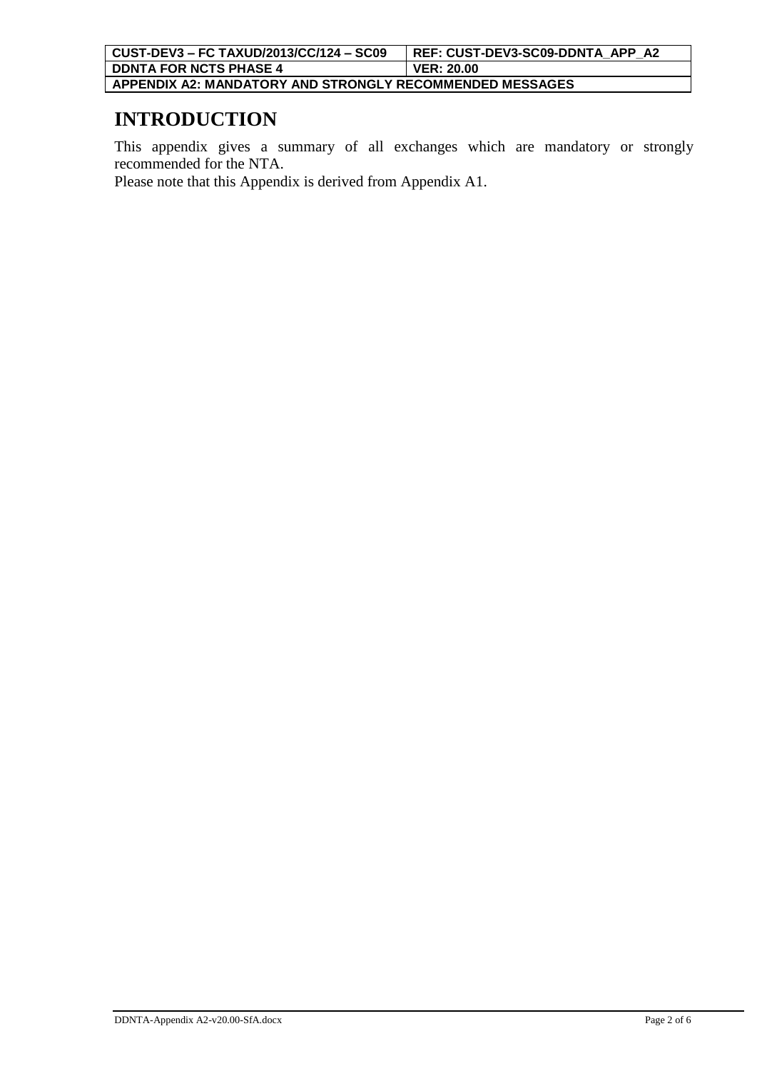# INTRODUCTION

This appendix gives a summary of all exchanges which are mandatory or strongly recommended for the NTA.

Please note that this Appendix is derived from Appendix A1.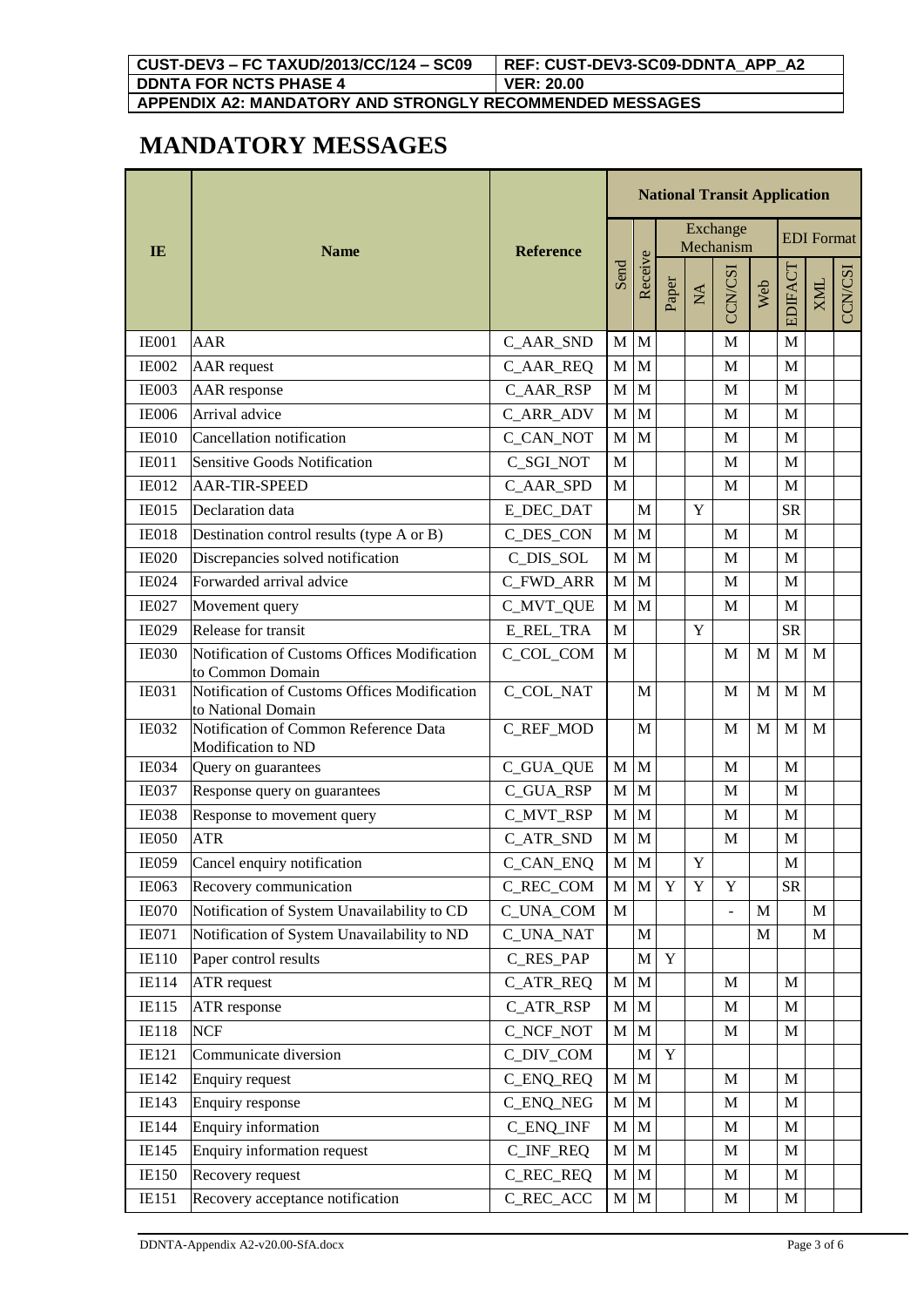# MANDATORY MESSAGES

| IE | Name | Reference | National Transit Application | | | | | | | | |
|---|---|---|---|---|---|---|---|---|---|---|---|
| | | | Send | Receive | Exchange Mechanism | | | | EDI Format | | |
| | | | | | Paper | NA | CCN/CSI | Web | EDIFACT | XML | CCN/CSI |
| IE001 | AAR | C_AAR_SND | M | M | | | M | | M | | |
| IE002 | AAR request | C_AAR_REQ | M | M | | | M | | M | | |
| IE003 | AAR response | C_AAR_RSP | M | M | | | M | | M | | |
| IE006 | Arrival advice | C_ARR_ADV | M | M | | | M | | M | | |
| IE010 | Cancellation notification | C_CAN_NOT | M | M | | | M | | M | | |
| IE011 | Sensitive Goods Notification | C_SGI_NOT | M | | | | M | | M | | |
| IE012 | AAR-TIR-SPEED | C_AAR_SPD | M | | | | M | | M | | |
| IE015 | Declaration data | E_DEC_DAT | | M | | Y | | | SR | | |
| IE018 | Destination control results (type A or B) | C_DES_CON | M | M | | | M | | M | | |
| IE020 | Discrepancies solved notification | C_DIS_SOL | M | M | | | M | | M | | |
| IE024 | Forwarded arrival advice | C_FWD_ARR | M | M | | | M | | M | | |
| IE027 | Movement query | C_MVT_QUE | M | M | | | M | | M | | |
| IE029 | Release for transit | E_REL_TRA | M | | | Y | | | SR | | |
| IE030 | Notification of Customs Offices Modification to Common Domain | C_COL_COM | M | | | | M | M | M | M | |
| IE031 | Notification of Customs Offices Modification to National Domain | C_COL_NAT | | M | | | M | M | M | M | |
| IE032 | Notification of Common Reference Data Modification to ND | C_REF_MOD | | M | | | M | M | M | M | |
| IE034 | Query on guarantees | C_GUA_QUE | M | M | | | M | | M | | |
| IE037 | Response query on guarantees | C_GUA_RSP | M | M | | | M | | M | | |
| IE038 | Response to movement query | C_MVT_RSP | M | M | | | M | | M | | |
| IE050 | ATR | C_ATR_SND | M | M | | | M | | M | | |
| IE059 | Cancel enquiry notification | C_CAN_ENQ | M | M | | Y | | | M | | |
| IE063 | Recovery communication | C_REC_COM | M | M | Y | Y | Y | | SR | | |
| IE070 | Notification of System Unavailability to CD | C_UNA_COM | M | | | | - | M | | M | |
| IE071 | Notification of System Unavailability to ND | C_UNA_NAT | | M | | | | M | | M | |
| IE110 | Paper control results | C_RES_PAP | | M | Y | | | | | | |
| IE114 | ATR request | C_ATR_REQ | M | M | | | M | | M | | |
| IE115 | ATR response | C_ATR_RSP | M | M | | | M | | M | | |
| IE118 | NCF | C_NCF_NOT | M | M | | | M | | M | | |
| IE121 | Communicate diversion | C_DIV_COM | | M | Y | | | | | | |
| IE142 | Enquiry request | C_ENQ_REQ | M | M | | | M | | M | | |
| IE143 | Enquiry response | C_ENQ_NEG | M | M | | | M | | M | | |
| IE144 | Enquiry information | C_ENQ_INF | M | M | | | M | | M | | |
| IE145 | Enquiry information request | C_INF_REQ | M | M | | | M | | M | | |
| IE150 | Recovery request | C_REC_REQ | M | M | | | M | | M | | |
| IE151 | Recovery acceptance notification | C_REC_ACC | M | M | | | M | | M | | |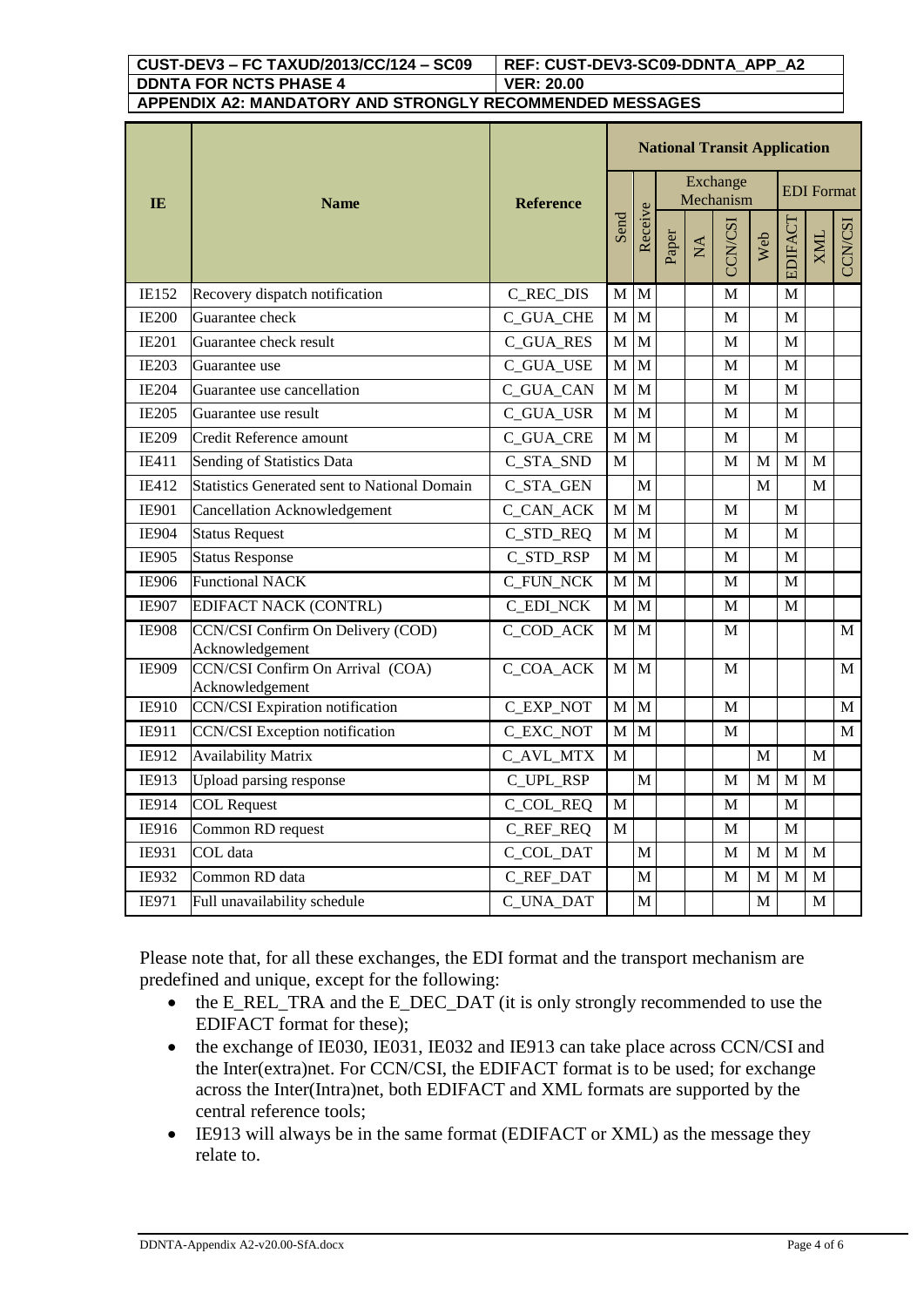| IE | Name | Reference | National Transit Application | | | | | | | | |
|---|---|---|---|---|---|---|---|---|---|---|---|
| | | | | | Exchange Mechanism | | | | EDI Format | | |
| | | | Send | Receive | Paper | NA | CCN/CSI | Web | EDIFACT | XML | CCN/CSI |
| IE152 | Recovery dispatch notification | C_REC_DIS | M | M | | | M | | M | | |
| IE200 | Guarantee check | C_GUA_CHE | M | M | | | M | | M | | |
| IE201 | Guarantee check result | C_GUA_RES | M | M | | | M | | M | | |
| IE203 | Guarantee use | C_GUA_USE | M | M | | | M | | M | | |
| IE204 | Guarantee use cancellation | C_GUA_CAN | M | M | | | M | | M | | |
| IE205 | Guarantee use result | C_GUA_USR | M | M | | | M | | M | | |
| IE209 | Credit Reference amount | C_GUA_CRE | M | M | | | M | | M | | |
| IE411 | Sending of Statistics Data | C_STA_SND | M | | | | M | M | M | M | |
| IE412 | Statistics Generated sent to National Domain | C_STA_GEN | | M | | | | M | | M | |
| IE901 | Cancellation Acknowledgement | C_CAN_ACK | M | M | | | M | | M | | |
| IE904 | Status Request | C_STD_REQ | M | M | | | M | | M | | |
| IE905 | Status Response | C_STD_RSP | M | M | | | M | | M | | |
| IE906 | Functional NACK | C_FUN_NCK | M | M | | | M | | M | | |
| IE907 | EDIFACT NACK (CONTRL) | C_EDI_NCK | M | M | | | M | | M | | |
| IE908 | CCN/CSI Confirm On Delivery (COD) Acknowledgement | C_COD_ACK | M | M | | | M | | | | M |
| IE909 | CCN/CSI Confirm On Arrival (COA) Acknowledgement | C_COA_ACK | M | M | | | M | | | | M |
| IE910 | CCN/CSI Expiration notification | C_EXP_NOT | M | M | | | M | | | | M |
| IE911 | CCN/CSI Exception notification | C_EXC_NOT | M | M | | | M | | | | M |
| IE912 | Availability Matrix | C_AVL_MTX | M | | | | | M | | M | |
| IE913 | Upload parsing response | C_UPL_RSP | | M | | | M | M | M | M | |
| IE914 | COL Request | C_COL_REQ | M | | | | M | | M | | |
| IE916 | Common RD request | C_REF_REQ | M | | | | M | | M | | |
| IE931 | COL data | C_COL_DAT | | M | | | M | M | M | M | |
| IE932 | Common RD data | C_REF_DAT | | M | | | M | M | M | M | |
| IE971 | Full unavailability schedule | C_UNA_DAT | | M | | | | M | | M | |

Please note that, for all these exchanges, the EDI format and the transport mechanism are predefined and unique, except for the following:

- the E_REL_TRA and the E_DEC_DAT (it is only strongly recommended to use the EDIFACT format for these);
- the exchange of IE030, IE031, IE032 and IE913 can take place across CCN/CSI and the Inter(extra)net. For CCN/CSI, the EDIFACT format is to be used; for exchange across the Inter(Intra)net, both EDIFACT and XML formats are supported by the central reference tools;
- IE913 will always be in the same format (EDIFACT or XML) as the message they relate to.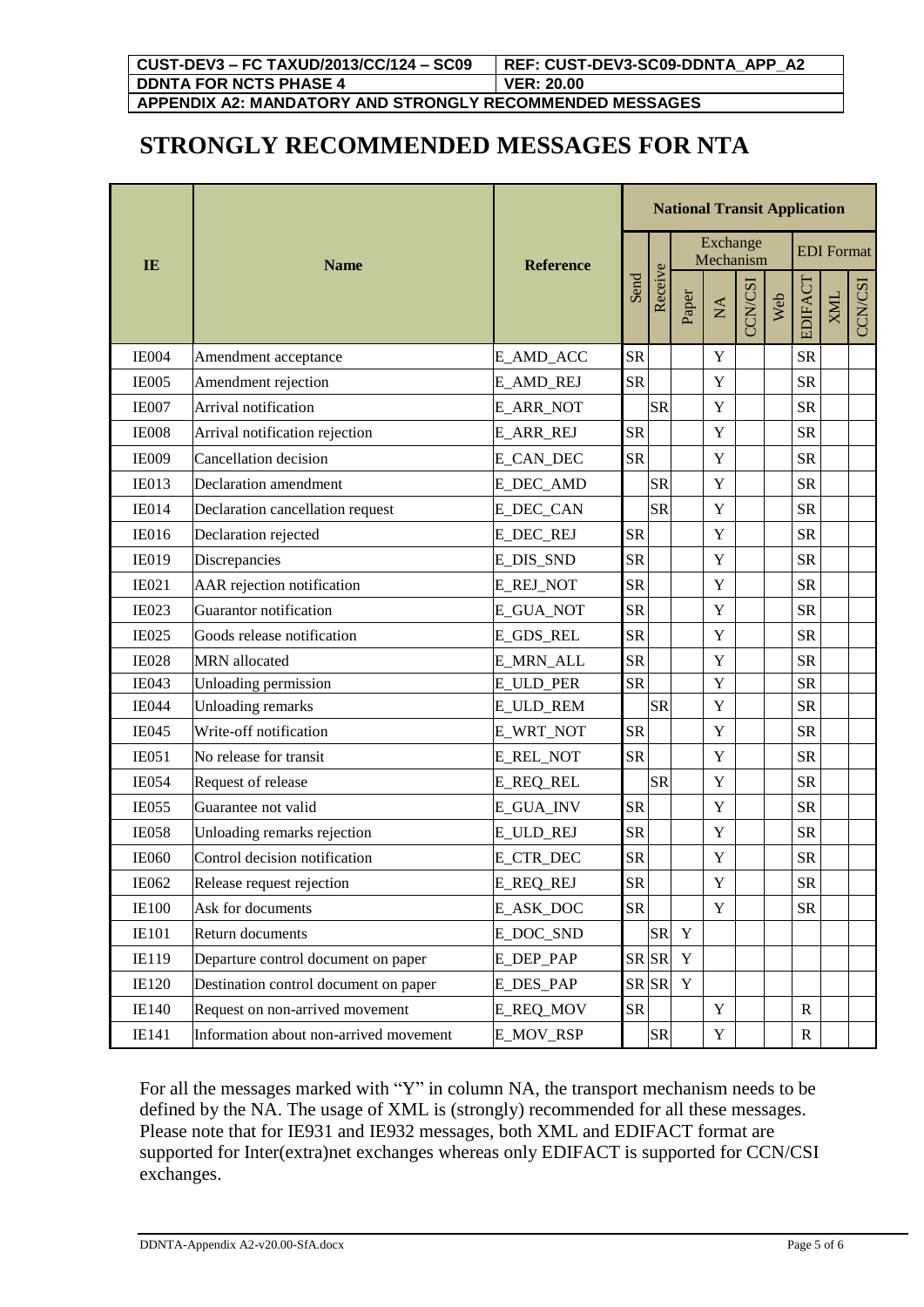# STRONGLY RECOMMENDED MESSAGES FOR NTA

| IE | Name | Reference | National Transit Application | | | | | | | | |
|---|---|---|---|---|---|---|---|---|---|---|---|
| | | | Send | Receive | Exchange Mechanism | | | | EDI Format | | |
| | | | | | Paper | NA | CCN/CSI | Web | EDIFACT | XML | CCN/CSI |
| IE004 | Amendment acceptance | E_AMD_ACC | SR | | | Y | | | SR | | |
| IE005 | Amendment rejection | E_AMD_REJ | SR | | | Y | | | SR | | |
| IE007 | Arrival notification | E_ARR_NOT | | SR | | Y | | | SR | | |
| IE008 | Arrival notification rejection | E_ARR_REJ | SR | | | Y | | | SR | | |
| IE009 | Cancellation decision | E_CAN_DEC | SR | | | Y | | | SR | | |
| IE013 | Declaration amendment | E_DEC_AMD | | SR | | Y | | | SR | | |
| IE014 | Declaration cancellation request | E_DEC_CAN | | SR | | Y | | | SR | | |
| IE016 | Declaration rejected | E_DEC_REJ | SR | | | Y | | | SR | | |
| IE019 | Discrepancies | E_DIS_SND | SR | | | Y | | | SR | | |
| IE021 | AAR rejection notification | E_REJ_NOT | SR | | | Y | | | SR | | |
| IE023 | Guarantor notification | E_GUA_NOT | SR | | | Y | | | SR | | |
| IE025 | Goods release notification | E_GDS_REL | SR | | | Y | | | SR | | |
| IE028 | MRN allocated | E_MRN_ALL | SR | | | Y | | | SR | | |
| IE043 | Unloading permission | E_ULD_PER | SR | | | Y | | | SR | | |
| IE044 | Unloading remarks | E_ULD_REM | | SR | | Y | | | SR | | |
| IE045 | Write-off notification | E_WRT_NOT | SR | | | Y | | | SR | | |
| IE051 | No release for transit | E_REL_NOT | SR | | | Y | | | SR | | |
| IE054 | Request of release | E_REQ_REL | | SR | | Y | | | SR | | |
| IE055 | Guarantee not valid | E_GUA_INV | SR | | | Y | | | SR | | |
| IE058 | Unloading remarks rejection | E_ULD_REJ | SR | | | Y | | | SR | | |
| IE060 | Control decision notification | E_CTR_DEC | SR | | | Y | | | SR | | |
| IE062 | Release request rejection | E_REQ_REJ | SR | | | Y | | | SR | | |
| IE100 | Ask for documents | E_ASK_DOC | SR | | | Y | | | SR | | |
| IE101 | Return documents | E_DOC_SND | | SR | Y | | | | | | |
| IE119 | Departure control document on paper | E_DEP_PAP | SR | SR | Y | | | | | | |
| IE120 | Destination control document on paper | E_DES_PAP | SR | SR | Y | | | | | | |
| IE140 | Request on non-arrived movement | E_REQ_MOV | SR | | | Y | | | R | | |
| IE141 | Information about non-arrived movement | E_MOV_RSP | | SR | | Y | | | R | | |

For all the messages marked with "Y" in column NA, the transport mechanism needs to be defined by the NA. The usage of XML is (strongly) recommended for all these messages. Please note that for IE931 and IE932 messages, both XML and EDIFACT format are supported for Inter(extra)net exchanges whereas only EDIFACT is supported for CCN/CSI exchanges.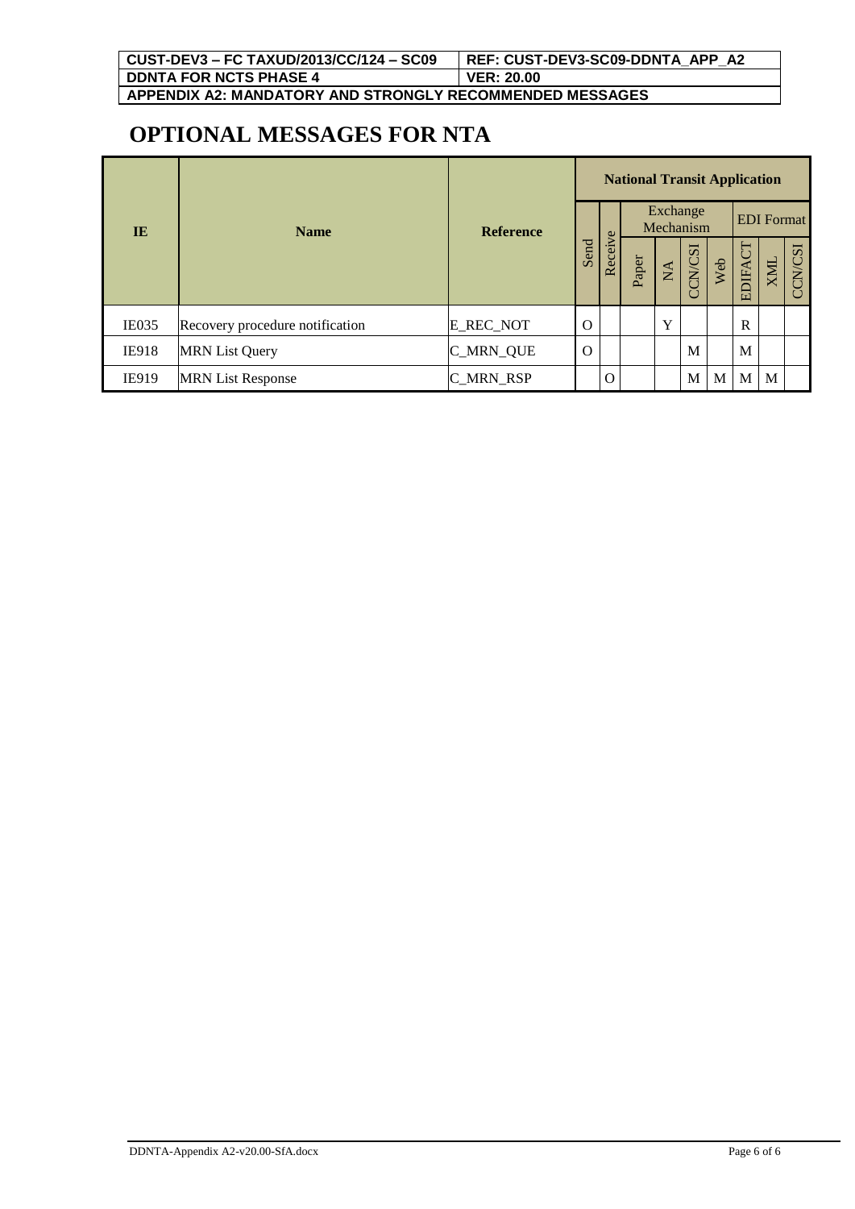# OPTIONAL MESSAGES FOR NTA

| IE | Name | Reference | National Transit Application | | | | | | | | | |
|---|---|---|---|---|---|---|---|---|---|---|---|---|
| | | | | | Exchange Mechanism | | | | EDI Format | | |
| | | | Send | Receive | Paper | NA | CCN/CSI | Web | EDIFACT | XML | CCN/CSI |
| IE035 | Recovery procedure notification | E_REC_NOT | O | | | Y | | | R | | |
| IE918 | MRN List Query | C_MRN_QUE | O | | | | M | | M | | |
| IE919 | MRN List Response | C_MRN_RSP | | O | | | M | M | M | M | |